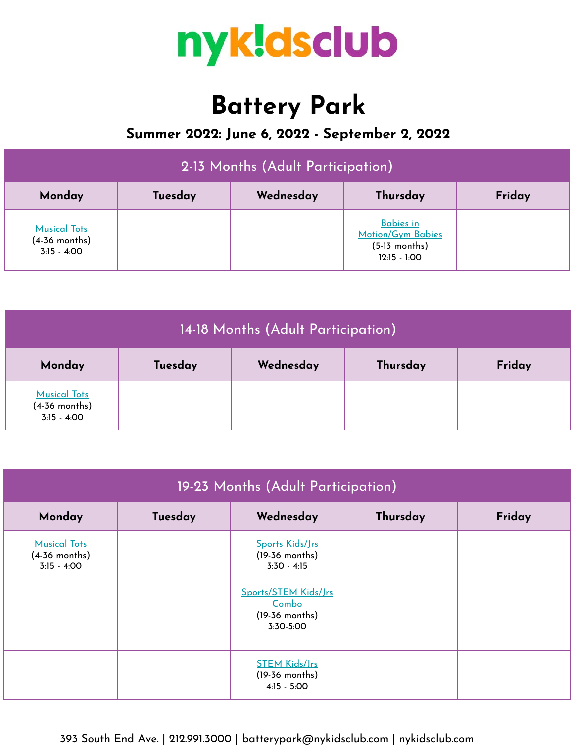nykidsclub

# Battery Park

## Summary 2022: June 6, 2022 - September 2, 2022

| 2-13 Months (Adult Participation) | | | | |
|---|---|---|---|---|
| **Monday** | **Tuesday** | **Wednesday** | **Thursday** | **Friday** |
| Musical Tots (4-36 months) 3:15 - 4:00 | | | Babies in Motion/Gym Babies (5-13 months) 12:15 - 1:00 | |

| 14-18 Months (Adult Participation) | | | | |
|---|---|---|---|---|
| **Monday** | **Tuesday** | **Wednesday** | **Thursday** | **Friday** |
| Musical Tots (4-36 months) 3:15 - 4:00 | | | | |

| 19-23 Months (Adult Participation) | | | | |
|---|---|---|---|---|
| **Monday** | **Tuesday** | **Wednesday** | **Thursday** | **Friday** |
| Musical Tots (4-36 months) 3:15 - 4:00 | | Sports Kids/Jrs (19-36 months) 3:30 - 4:15 | | |
| | | Sports/STEM Kids/Jrs Combo (19-36 months) 3:30-5:00 | | |
| | | STEM Kids/Jrs (19-36 months) 4:15 - 5:00 | | |

393 South End Ave. | 212.991.3000 | batterypark@nykidsclub.com | nykidsclub.com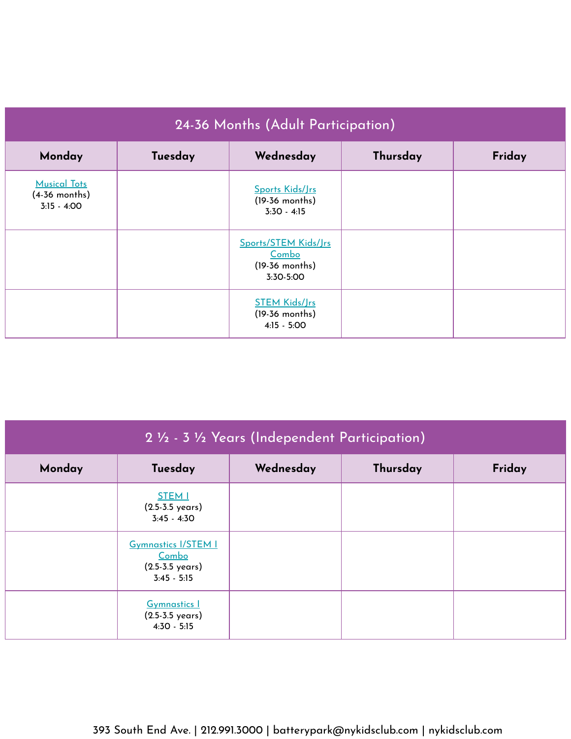| 24-36 Months (Adult Participation) | | | | |
|---|---|---|---|---|
| **Monday** | **Tuesday** | **Wednesday** | **Thursday** | **Friday** |
| Musical Tots (4-36 months) 3:15 - 4:00 | | Sports Kids/Jrs (19-36 months) 3:30 - 4:15 | | |
| | | Sports/STEM Kids/Jrs Combo (19-36 months) 3:30-5:00 | | |
| | | STEM Kids/Jrs (19-36 months) 4:15 - 5:00 | | |

| 2 ½ - 3 ½ Years (Independent Participation) | | | | |
|---|---|---|---|---|
| **Monday** | **Tuesday** | **Wednesday** | **Thursday** | **Friday** |
| | STEM I (2.5-3.5 years) 3:45 - 4:30 | | | |
| | Gymnastics I/STEM I Combo (2.5-3.5 years) 3:45 - 5:15 | | | |
| | Gymnastics I (2.5-3.5 years) 4:30 - 5:15 | | | |

393 South End Ave. | 212.991.3000 | batterypark@nykidsclub.com | nykidsclub.com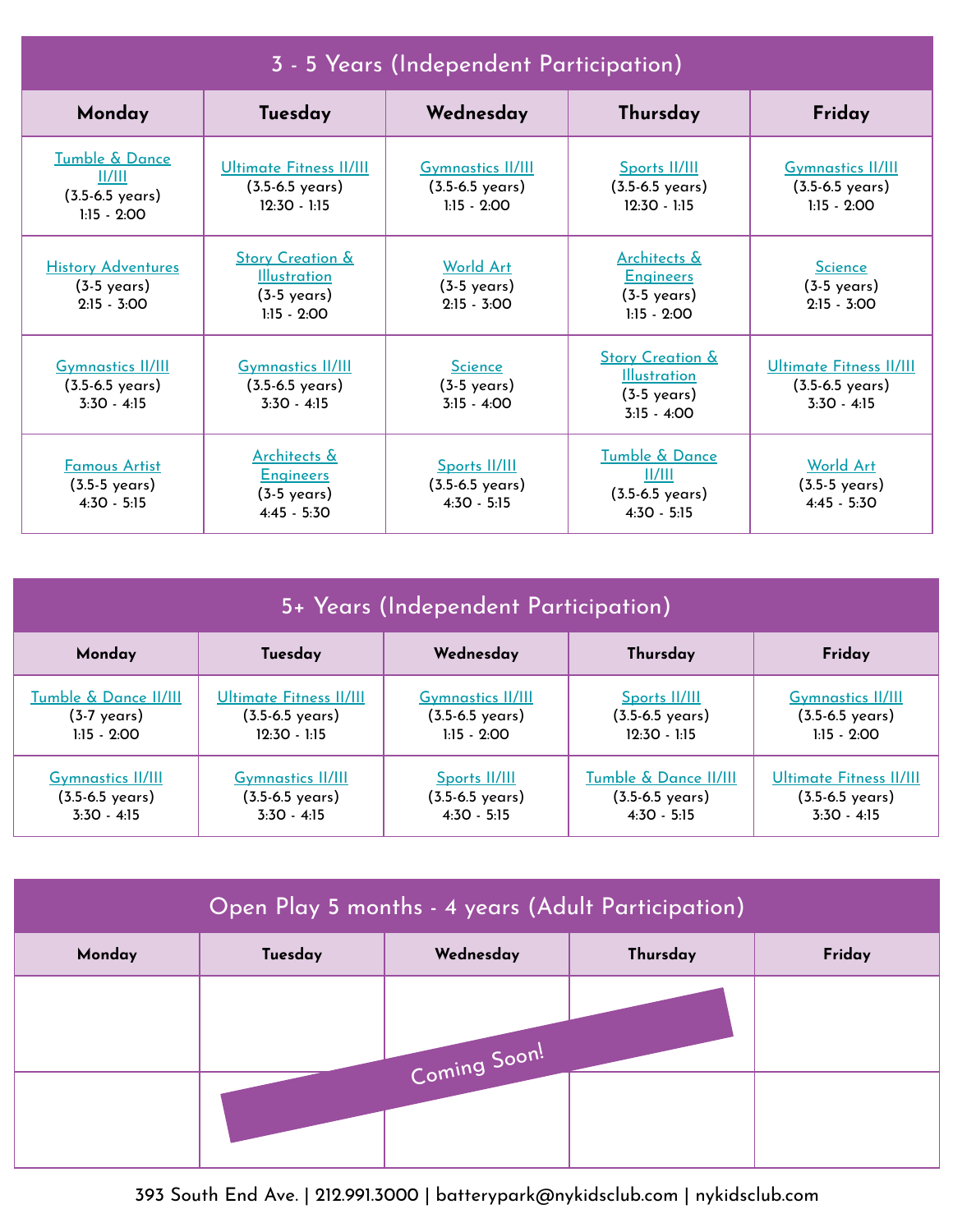## 3 - 5 Years (Independent Participation)

| Monday | Tuesday | Wednesday | Thursday | Friday |
|---|---|---|---|---|
| Tumble & Dance II/III (3.5-6.5 years) 1:15 - 2:00 | Ultimate Fitness II/III (3.5-6.5 years) 12:30 - 1:15 | Gymnastics II/III (3.5-6.5 years) 1:15 - 2:00 | Sports II/III (3.5-6.5 years) 12:30 - 1:15 | Gymnastics II/III (3.5-6.5 years) 1:15 - 2:00 |
| History Adventures (3-5 years) 2:15 - 3:00 | Story Creation & Illustration (3-5 years) 1:15 - 2:00 | World Art (3-5 years) 2:15 - 3:00 | Architects & Engineers (3-5 years) 1:15 - 2:00 | Science (3-5 years) 2:15 - 3:00 |
| Gymnastics II/III (3.5-6.5 years) 3:30 - 4:15 | Gymnastics II/III (3.5-6.5 years) 3:30 - 4:15 | Science (3-5 years) 3:15 - 4:00 | Story Creation & Illustration (3-5 years) 3:15 - 4:00 | Ultimate Fitness II/III (3.5-6.5 years) 3:30 - 4:15 |
| Famous Artist (3.5-5 years) 4:30 - 5:15 | Architects & Engineers (3-5 years) 4:45 - 5:30 | Sports II/III (3.5-6.5 years) 4:30 - 5:15 | Tumble & Dance II/III (3.5-6.5 years) 4:30 - 5:15 | World Art (3.5-5 years) 4:45 - 5:30 |

## 5+ Years (Independent Participation)

| Monday | Tuesday | Wednesday | Thursday | Friday |
|---|---|---|---|---|
| Tumble & Dance II/III (3-7 years) 1:15 - 2:00 | Ultimate Fitness II/III (3.5-6.5 years) 12:30 - 1:15 | Gymnastics II/III (3.5-6.5 years) 1:15 - 2:00 | Sports II/III (3.5-6.5 years) 12:30 - 1:15 | Gymnastics II/III (3.5-6.5 years) 1:15 - 2:00 |
| Gymnastics II/III (3.5-6.5 years) 3:30 - 4:15 | Gymnastics II/III (3.5-6.5 years) 3:30 - 4:15 | Sports II/III (3.5-6.5 years) 4:30 - 5:15 | Tumble & Dance II/III (3.5-6.5 years) 4:30 - 5:15 | Ultimate Fitness II/III (3.5-6.5 years) 3:30 - 4:15 |

## Open Play 5 months - 4 years (Adult Participation)

| Monday | Tuesday | Wednesday | Thursday | Friday |
|---|---|---|---|---|
| | | | | |
| | | | | |

Coming Soon!

393 South End Ave. | 212.991.3000 | batterypark@nykidsclub.com | nykidsclub.com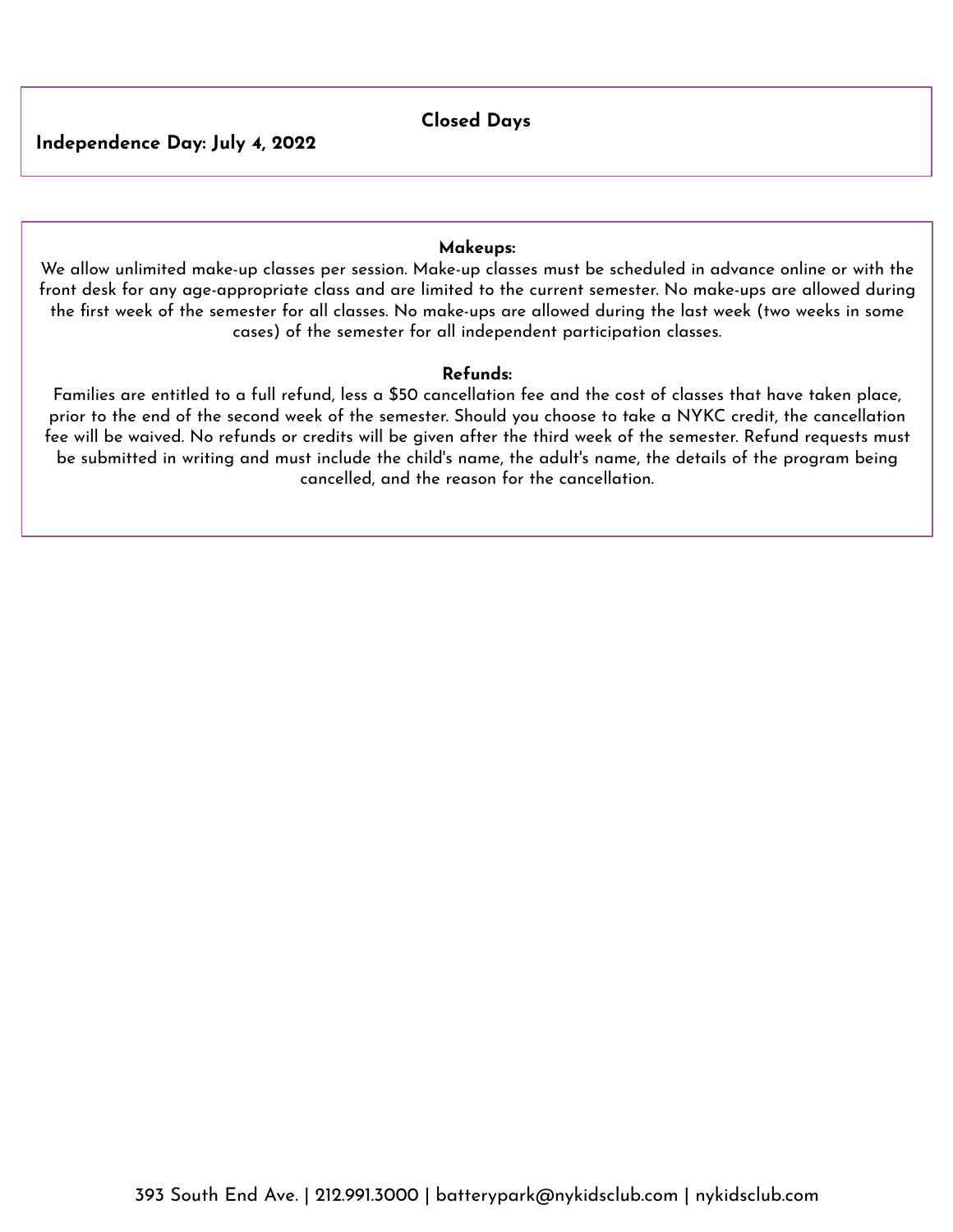## Closed Days

**Independence Day: July 4, 2022**

### Makeups:

We allow unlimited make-up classes per session. Make-up classes must be scheduled in advance online or with the front desk for any age-appropriate class and are limited to the current semester. No make-ups are allowed during the first week of the semester for all classes. No make-ups are allowed during the last week (two weeks in some cases) of the semester for all independent participation classes.

### Refunds:

Families are entitled to a full refund, less a $50 cancellation fee and the cost of classes that have taken place, prior to the end of the second week of the semester. Should you choose to take a NYKC credit, the cancellation fee will be waived. No refunds or credits will be given after the third week of the semester. Refund requests must be submitted in writing and must include the child's name, the adult's name, the details of the program being cancelled, and the reason for the cancellation.

393 South End Ave. | 212.991.3000 | batterypark@nykidsclub.com | nykidsclub.com